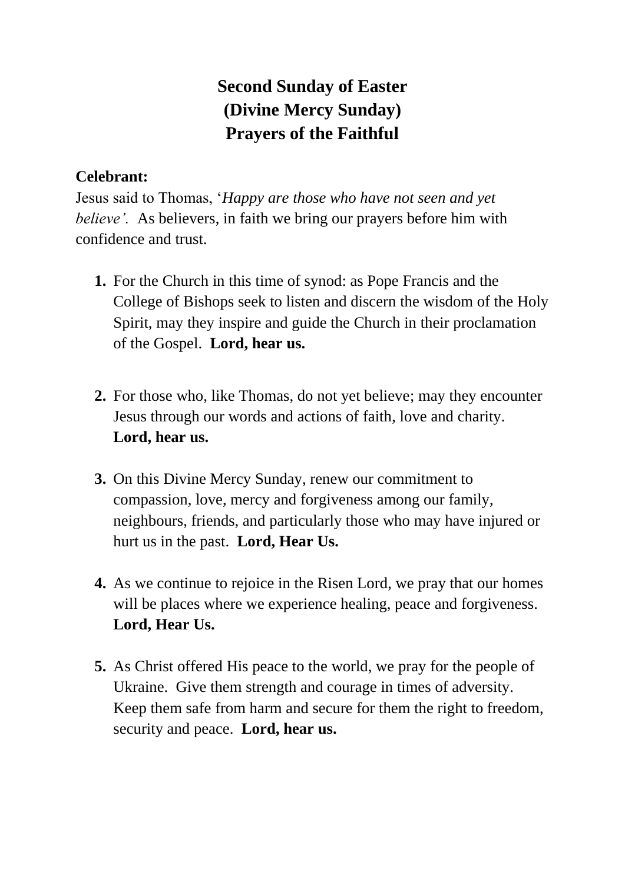# Second Sunday of Easter
# (Divine Mercy Sunday)
# Prayers of the Faithful

**Celebrant:**
Jesus said to Thomas, '*Happy are those who have not seen and yet believe'.* As believers, in faith we bring our prayers before him with confidence and trust.

1. For the Church in this time of synod: as Pope Francis and the College of Bishops seek to listen and discern the wisdom of the Holy Spirit, may they inspire and guide the Church in their proclamation of the Gospel. **Lord, hear us.**

2. For those who, like Thomas, do not yet believe; may they encounter Jesus through our words and actions of faith, love and charity. **Lord, hear us.**

3. On this Divine Mercy Sunday, renew our commitment to compassion, love, mercy and forgiveness among our family, neighbours, friends, and particularly those who may have injured or hurt us in the past. **Lord, Hear Us.**

4. As we continue to rejoice in the Risen Lord, we pray that our homes will be places where we experience healing, peace and forgiveness. **Lord, Hear Us.**

5. As Christ offered His peace to the world, we pray for the people of Ukraine. Give them strength and courage in times of adversity. Keep them safe from harm and secure for them the right to freedom, security and peace. **Lord, hear us.**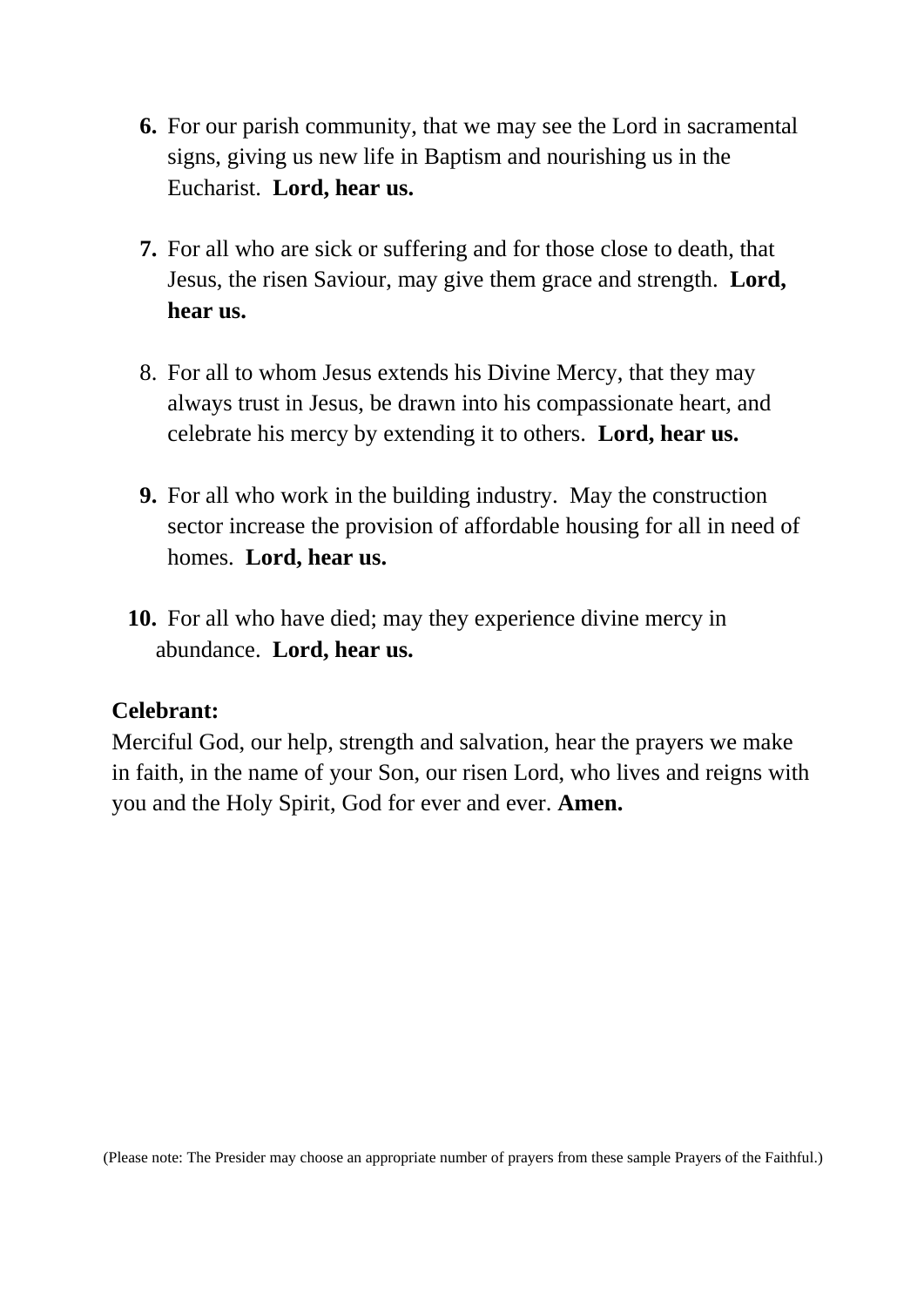6. For our parish community, that we may see the Lord in sacramental signs, giving us new life in Baptism and nourishing us in the Eucharist. **Lord, hear us.**

7. For all who are sick or suffering and for those close to death, that Jesus, the risen Saviour, may give them grace and strength. **Lord, hear us.**

8. For all to whom Jesus extends his Divine Mercy, that they may always trust in Jesus, be drawn into his compassionate heart, and celebrate his mercy by extending it to others. **Lord, hear us.**

9. For all who work in the building industry. May the construction sector increase the provision of affordable housing for all in need of homes. **Lord, hear us.**

10. For all who have died; may they experience divine mercy in abundance. **Lord, hear us.**

**Celebrant:**
Merciful God, our help, strength and salvation, hear the prayers we make in faith, in the name of your Son, our risen Lord, who lives and reigns with you and the Holy Spirit, God for ever and ever. **Amen.**

(Please note: The Presider may choose an appropriate number of prayers from these sample Prayers of the Faithful.)